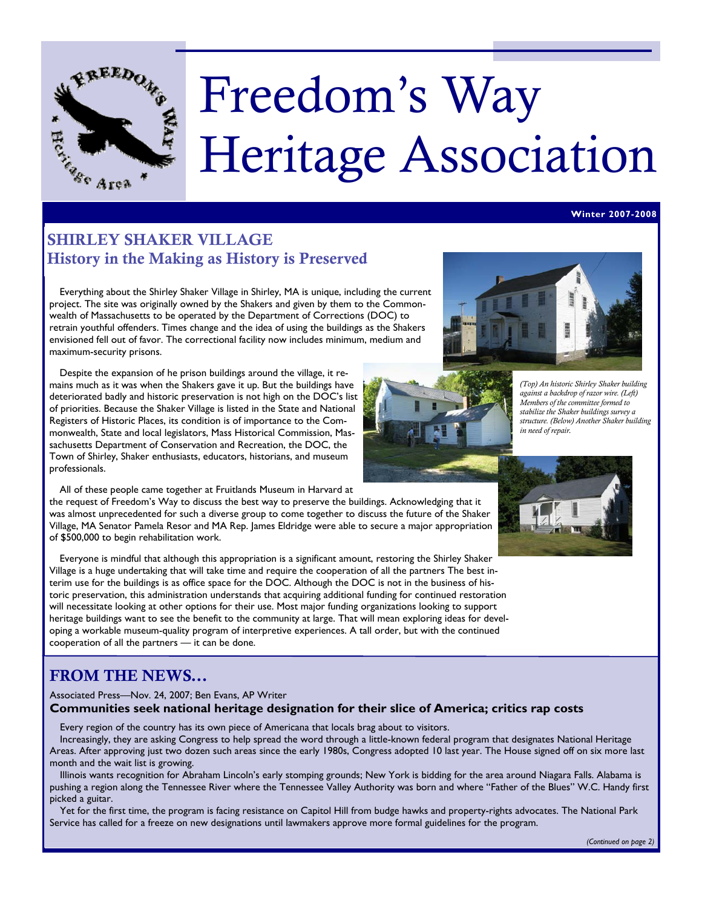# Freedom's Way Heritage Association

**Winter 2007-2008**

## SHIRLEY SHAKER VILLAGE
### History in the Making as History is Preserved

Everything about the Shirley Shaker Village in Shirley, MA is unique, including the current project. The site was originally owned by the Shakers and given by them to the Commonwealth of Massachusetts to be operated by the Department of Corrections (DOC) to retrain youthful offenders. Times change and the idea of using the buildings as the Shakers envisioned fell out of favor. The correctional facility now includes minimum, medium and maximum-security prisons.

Despite the expansion of he prison buildings around the village, it remains much as it was when the Shakers gave it up. But the buildings have deteriorated badly and historic preservation is not high on the DOC's list of priorities. Because the Shaker Village is listed in the State and National Registers of Historic Places, its condition is of importance to the Commonwealth, State and local legislators, Mass Historical Commission, Massachusetts Department of Conservation and Recreation, the DOC, the Town of Shirley, Shaker enthusiasts, educators, historians, and museum professionals.

*(Top) An historic Shirley Shaker building against a backdrop of razor wire. (Left) Members of the committee formed to stabilize the Shaker buildings survey a structure. (Below) Another Shaker building in need of repair.*

All of these people came together at Fruitlands Museum in Harvard at the request of Freedom's Way to discuss the best way to preserve the buildings. Acknowledging that it was almost unprecedented for such a diverse group to come together to discuss the future of the Shaker Village, MA Senator Pamela Resor and MA Rep. James Eldridge were able to secure a major appropriation of $500,000 to begin rehabilitation work.

Everyone is mindful that although this appropriation is a significant amount, restoring the Shirley Shaker Village is a huge undertaking that will take time and require the cooperation of all the partners The best interim use for the buildings is as office space for the DOC. Although the DOC is not in the business of historic preservation, this administration understands that acquiring additional funding for continued restoration will necessitate looking at other options for their use. Most major funding organizations looking to support heritage buildings want to see the benefit to the community at large. That will mean exploring ideas for developing a workable museum-quality program of interpretive experiences. A tall order, but with the continued cooperation of all the partners — it can be done.

## FROM THE NEWS…

Associated Press—Nov. 24, 2007; Ben Evans, AP Writer

**Communities seek national heritage designation for their slice of America; critics rap costs**

Every region of the country has its own piece of Americana that locals brag about to visitors.

Increasingly, they are asking Congress to help spread the word through a little-known federal program that designates National Heritage Areas. After approving just two dozen such areas since the early 1980s, Congress adopted 10 last year. The House signed off on six more last month and the wait list is growing.

Illinois wants recognition for Abraham Lincoln's early stomping grounds; New York is bidding for the area around Niagara Falls. Alabama is pushing a region along the Tennessee River where the Tennessee Valley Authority was born and where "Father of the Blues" W.C. Handy first picked a guitar.

Yet for the first time, the program is facing resistance on Capitol Hill from budge hawks and property-rights advocates. The National Park Service has called for a freeze on new designations until lawmakers approve more formal guidelines for the program.

*(Continued on page 2)*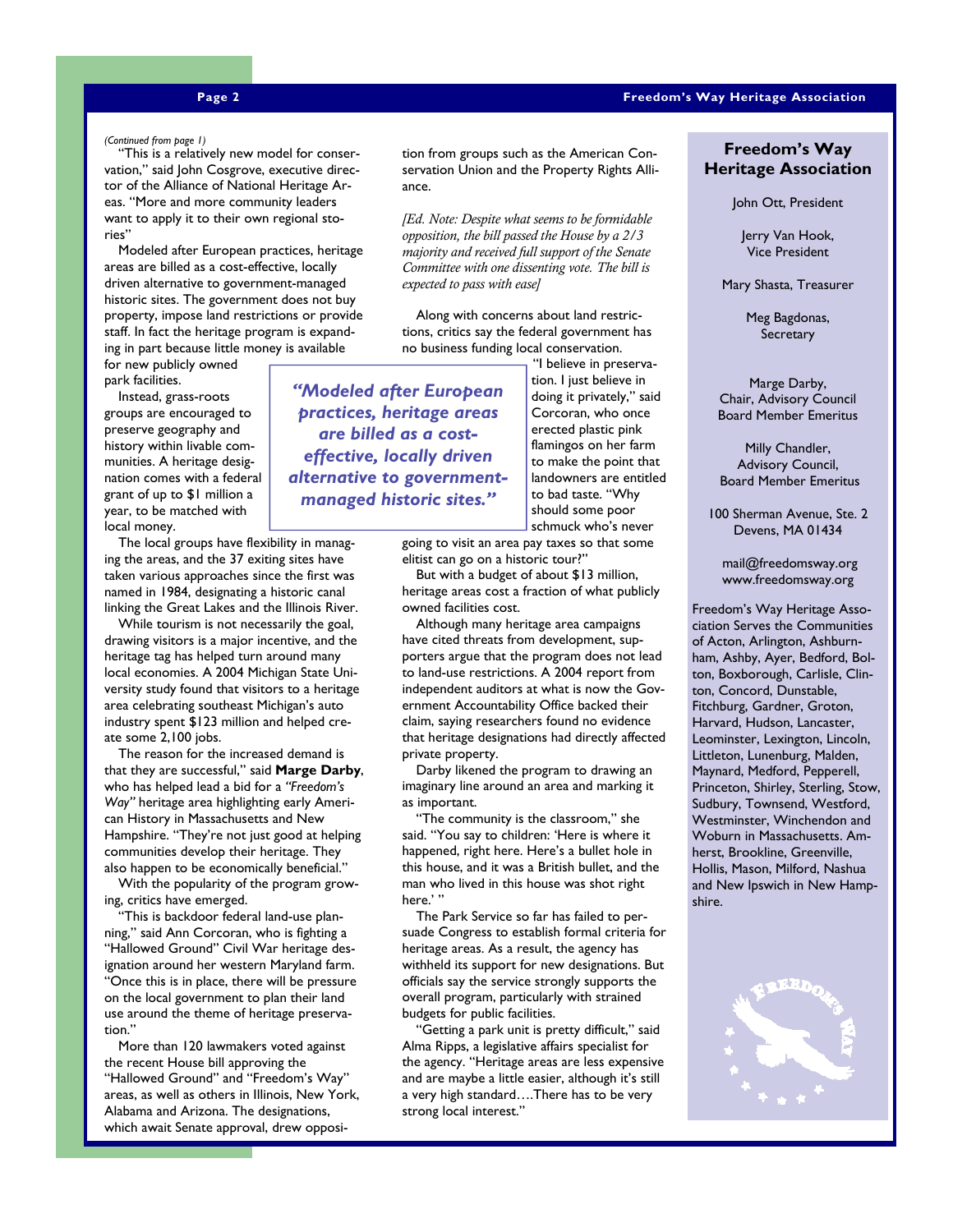*(Continued from page 1)*

"This is a relatively new model for conservation," said John Cosgrove, executive director of the Alliance of National Heritage Areas. "More and more community leaders want to apply it to their own regional stories"

Modeled after European practices, heritage areas are billed as a cost-effective, locally driven alternative to government-managed historic sites. The government does not buy property, impose land restrictions or provide staff. In fact the heritage program is expanding in part because little money is available for new publicly owned park facilities.

Instead, grass-roots groups are encouraged to preserve geography and history within livable communities. A heritage designation comes with a federal grant of up to $1 million a year, to be matched with local money.

> ***"Modeled after European practices, heritage areas are billed as a cost-effective, locally driven alternative to government-managed historic sites."***

The local groups have flexibility in managing the areas, and the 37 exiting sites have taken various approaches since the first was named in 1984, designating a historic canal linking the Great Lakes and the Illinois River.

While tourism is not necessarily the goal, drawing visitors is a major incentive, and the heritage tag has helped turn around many local economies. A 2004 Michigan State University study found that visitors to a heritage area celebrating southeast Michigan's auto industry spent $123 million and helped create some 2,100 jobs.

The reason for the increased demand is that they are successful," said **Marge Darby**, who has helped lead a bid for a *"Freedom's Way"* heritage area highlighting early American History in Massachusetts and New Hampshire. "They're not just good at helping communities develop their heritage. They also happen to be economically beneficial."

With the popularity of the program growing, critics have emerged.

"This is backdoor federal land-use planning," said Ann Corcoran, who is fighting a "Hallowed Ground" Civil War heritage designation around her western Maryland farm. "Once this is in place, there will be pressure on the local government to plan their land use around the theme of heritage preservation."

More than 120 lawmakers voted against the recent House bill approving the "Hallowed Ground" and "Freedom's Way" areas, as well as others in Illinois, New York, Alabama and Arizona. The designations, which await Senate approval, drew opposition from groups such as the American Conservation Union and the Property Rights Alliance.

*[Ed. Note: Despite what seems to be formidable opposition, the bill passed the House by a 2/3 majority and received full support of the Senate Committee with one dissenting vote. The bill is expected to pass with ease]*

Along with concerns about land restrictions, critics say the federal government has no business funding local conservation.

"I believe in preservation. I just believe in doing it privately," said Corcoran, who once erected plastic pink flamingos on her farm to make the point that landowners are entitled to bad taste. "Why should some poor schmuck who's never going to visit an area pay taxes so that some elitist can go on a historic tour?"

But with a budget of about $13 million, heritage areas cost a fraction of what publicly owned facilities cost.

Although many heritage area campaigns have cited threats from development, supporters argue that the program does not lead to land-use restrictions. A 2004 report from independent auditors at what is now the Government Accountability Office backed their claim, saying researchers found no evidence that heritage designations had directly affected private property.

Darby likened the program to drawing an imaginary line around an area and marking it as important.

"The community is the classroom," she said. "You say to children: 'Here is where it happened, right here. Here's a bullet hole in this house, and it was a British bullet, and the man who lived in this house was shot right here.' "

The Park Service so far has failed to persuade Congress to establish formal criteria for heritage areas. As a result, the agency has withheld its support for new designations. But officials say the service strongly supports the overall program, particularly with strained budgets for public facilities.

"Getting a park unit is pretty difficult," said Alma Ripps, a legislative affairs specialist for the agency. "Heritage areas are less expensive and are maybe a little easier, although it's still a very high standard….There has to be very strong local interest."

## Freedom's Way Heritage Association

John Ott, President

Jerry Van Hook, Vice President

Mary Shasta, Treasurer

Meg Bagdonas, Secretary

Marge Darby, Chair, Advisory Council Board Member Emeritus

Milly Chandler, Advisory Council, Board Member Emeritus

100 Sherman Avenue, Ste. 2
Devens, MA 01434

mail@freedomsway.org
www.freedomsway.org

Freedom's Way Heritage Association Serves the Communities of Acton, Arlington, Ashburnham, Ashby, Ayer, Bedford, Bolton, Boxborough, Carlisle, Clinton, Concord, Dunstable, Fitchburg, Gardner, Groton, Harvard, Hudson, Lancaster, Leominster, Lexington, Lincoln, Littleton, Lunenburg, Malden, Maynard, Medford, Pepperell, Princeton, Shirley, Sterling, Stow, Sudbury, Townsend, Westford, Westminster, Winchendon and Woburn in Massachusetts. Amherst, Brookline, Greenville, Hollis, Mason, Milford, Nashua and New Ipswich in New Hampshire.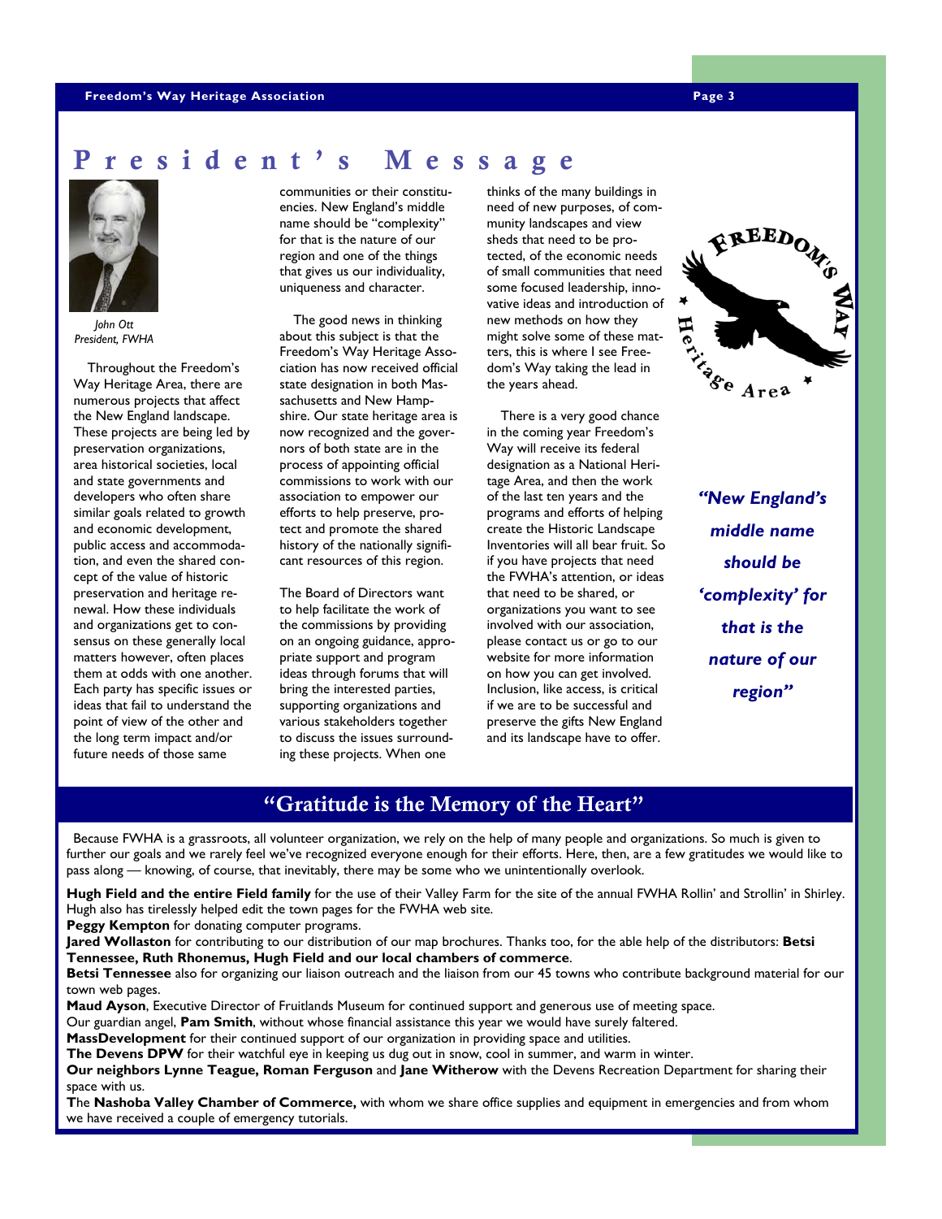# President's Message

*John Ott*
*President, FWHA*

Throughout the Freedom's Way Heritage Area, there are numerous projects that affect the New England landscape. These projects are being led by preservation organizations, area historical societies, local and state governments and developers who often share similar goals related to growth and economic development, public access and accommodation, and even the shared concept of the value of historic preservation and heritage renewal. How these individuals and organizations get to consensus on these generally local matters however, often places them at odds with one another. Each party has specific issues or ideas that fail to understand the point of view of the other and the long term impact and/or future needs of those same communities or their constituencies. New England's middle name should be "complexity" for that is the nature of our region and one of the things that gives us our individuality, uniqueness and character.

The good news in thinking about this subject is that the Freedom's Way Heritage Association has now received official state designation in both Massachusetts and New Hampshire. Our state heritage area is now recognized and the governors of both state are in the process of appointing official commissions to work with our association to empower our efforts to help preserve, protect and promote the shared history of the nationally significant resources of this region.

The Board of Directors want to help facilitate the work of the commissions by providing on an ongoing guidance, appropriate support and program ideas through forums that will bring the interested parties, supporting organizations and various stakeholders together to discuss the issues surrounding these projects. When one thinks of the many buildings in need of new purposes, of community landscapes and view sheds that need to be protected, of the economic needs of small communities that need some focused leadership, innovative ideas and introduction of new methods on how they might solve some of these matters, this is where I see Freedom's Way taking the lead in the years ahead.

There is a very good chance in the coming year Freedom's Way will receive its federal designation as a National Heritage Area, and the work of the last ten years and the programs and efforts of helping create the Historic Landscape Inventories will all bear fruit. So if you have projects that need the FWHA's attention, or ideas that need to be shared, or organizations you want to see involved with our association, please contact us or go to our website for more information on how you can get involved. Inclusion, like access, is critical if we are to be successful and preserve the gifts New England and its landscape have to offer.

***"New England's middle name should be 'complexity' for that is the nature of our region"***

## "Gratitude is the Memory of the Heart"

Because FWHA is a grassroots, all volunteer organization, we rely on the help of many people and organizations. So much is given to further our goals and we rarely feel we've recognized everyone enough for their efforts. Here, then, are a few gratitudes we would like to pass along — knowing, of course, that inevitably, there may be some who we unintentionally overlook.

**Hugh Field and the entire Field family** for the use of their Valley Farm for the site of the annual FWHA Rollin' and Strollin' in Shirley. Hugh also has tirelessly helped edit the town pages for the FWHA web site.

**Peggy Kempton** for donating computer programs.

**Jared Wollaston** for contributing to our distribution of our map brochures. Thanks too, for the able help of the distributors: **Betsi Tennessee, Ruth Rhonemus, Hugh Field and our local chambers of commerce**.

**Betsi Tennessee** also for organizing our liaison outreach and the liaison from our 45 towns who contribute background material for our town web pages.

**Maud Ayson**, Executive Director of Fruitlands Museum for continued support and generous use of meeting space.

Our guardian angel, **Pam Smith**, without whose financial assistance this year we would have surely faltered.

**MassDevelopment** for their continued support of our organization in providing space and utilities.

**The Devens DPW** for their watchful eye in keeping us dug out in snow, cool in summer, and warm in winter.

**Our neighbors Lynne Teague, Roman Ferguson** and **Jane Witherow** with the Devens Recreation Department for sharing their space with us.

**The Nashoba Valley Chamber of Commerce,** with whom we share office supplies and equipment in emergencies and from whom we have received a couple of emergency tutorials.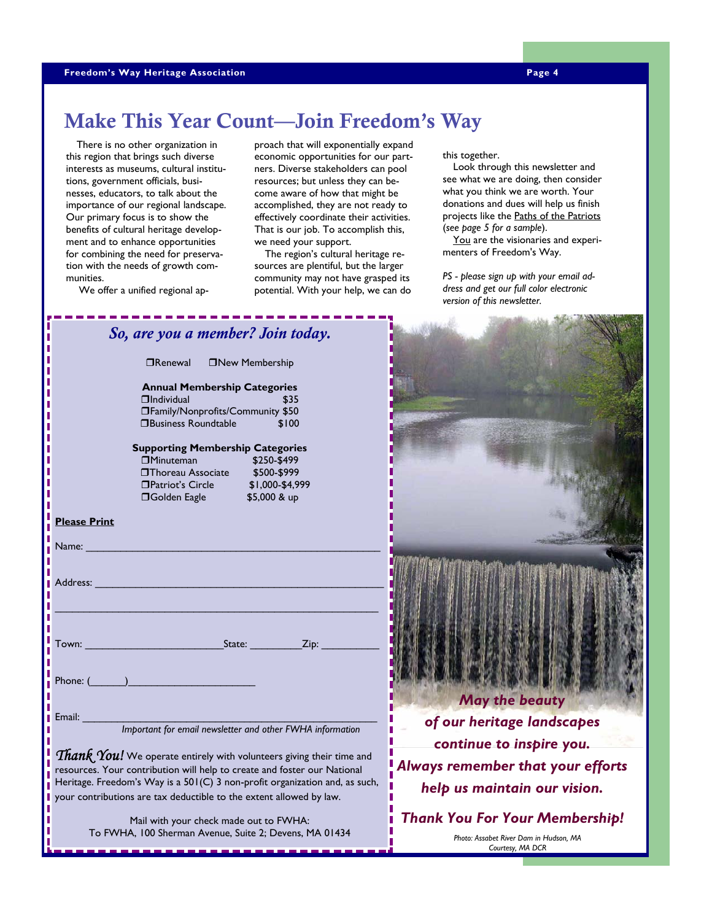# Make This Year Count—Join Freedom's Way

There is no other organization in this region that brings such diverse interests as museums, cultural institutions, government officials, businesses, educators, to talk about the importance of our regional landscape. Our primary focus is to show the benefits of cultural heritage development and to enhance opportunities for combining the need for preservation with the needs of growth communities.

We offer a unified regional approach that will exponentially expand economic opportunities for our partners. Diverse stakeholders can pool resources; but unless they can become aware of how that might be accomplished, they are not ready to effectively coordinate their activities. That is our job. To accomplish this, we need your support.

The region's cultural heritage resources are plentiful, but the larger community may not have grasped its potential. With your help, we can do this together.

Look through this newsletter and see what we are doing, then consider what you think we are worth. Your donations and dues will help us finish projects like the Paths of the Patriots (*see page 5 for a sample*).

You are the visionaries and experimenters of Freedom's Way.

*PS - please sign up with your email address and get our full color electronic version of this newsletter.*

## *So, are you a member? Join today.*

❒Renewal ❒New Membership

**Annual Membership Categories**

| | |
|---|---|
| ❒Individual | $35 |
| ❒Family/Nonprofits/Community | $50 |
| ❒Business Roundtable | $100 |

**Supporting Membership Categories**

| | |
|---|---|
| ❒Minuteman | $250-$499 |
| ❒Thoreau Associate | $500-$999 |
| ❒Patriot's Circle | $1,000-$4,999 |
| ❒Golden Eagle | $5,000 & up |

**Please Print**

Name: ______________________________________________

Address: ____________________________________________

____________________________________________________

Town: ______________________State: _________Zip: __________

Phone: (______)______________________

Email: ______________________________________________

*Important for email newsletter and other FWHA information*

*Thank You!* We operate entirely with volunteers giving their time and resources. Your contribution will help to create and foster our National Heritage. Freedom's Way is a 501(C) 3 non-profit organization and, as such, your contributions are tax deductible to the extent allowed by law.

Mail with your check made out to FWHA:
To FWHA, 100 Sherman Avenue, Suite 2; Devens, MA 01434

***May the beauty of our heritage landscapes continue to inspire you. Always remember that your efforts help us maintain our vision.***

***Thank You For Your Membership!***

*Photo: Assabet River Dam in Hudson, MA Courtesy, MA DCR*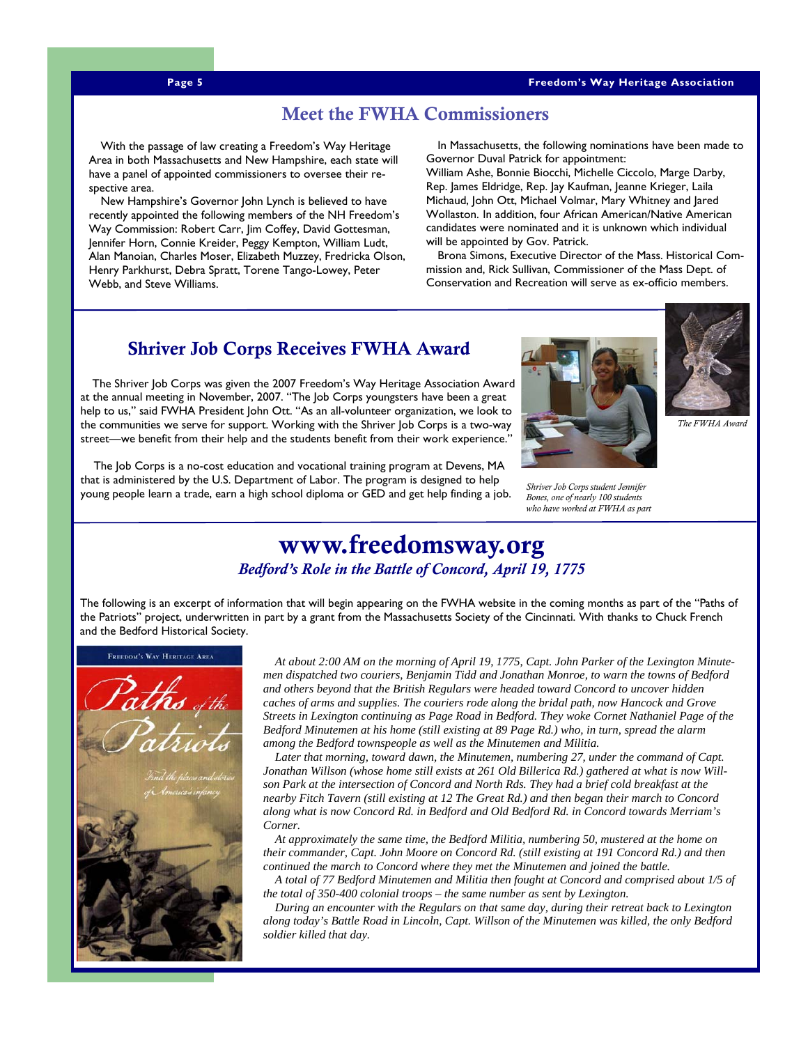## Meet the FWHA Commissioners

With the passage of law creating a Freedom's Way Heritage Area in both Massachusetts and New Hampshire, each state will have a panel of appointed commissioners to oversee their respective area.

New Hampshire's Governor John Lynch is believed to have recently appointed the following members of the NH Freedom's Way Commission: Robert Carr, Jim Coffey, David Gottesman, Jennifer Horn, Connie Kreider, Peggy Kempton, William Ludt, Alan Manoian, Charles Moser, Elizabeth Muzzey, Fredricka Olson, Henry Parkhurst, Debra Spratt, Torene Tango-Lowey, Peter Webb, and Steve Williams.

In Massachusetts, the following nominations have been made to Governor Duval Patrick for appointment:
William Ashe, Bonnie Biocchi, Michelle Ciccolo, Marge Darby, Rep. James Eldridge, Rep. Jay Kaufman, Jeanne Krieger, Laila Michaud, John Ott, Michael Volmar, Mary Whitney and Jared Wollaston. In addition, four African American/Native American candidates were nominated and it is unknown which individual will be appointed by Gov. Patrick.

Brona Simons, Executive Director of the Mass. Historical Commission and, Rick Sullivan, Commissioner of the Mass Dept. of Conservation and Recreation will serve as ex-officio members.

## Shriver Job Corps Receives FWHA Award

The Shriver Job Corps was given the 2007 Freedom's Way Heritage Association Award at the annual meeting in November, 2007. "The Job Corps youngsters have been a great help to us," said FWHA President John Ott. "As an all-volunteer organization, we look to the communities we serve for support. Working with the Shriver Job Corps is a two-way street—we benefit from their help and the students benefit from their work experience."

The Job Corps is a no-cost education and vocational training program at Devens, MA that is administered by the U.S. Department of Labor. The program is designed to help young people learn a trade, earn a high school diploma or GED and get help finding a job.

*Shriver Job Corps student Jennifer Bones, one of nearly 100 students who have worked at FWHA as part*

*The FWHA Award*

## www.freedomsway.org

### *Bedford's Role in the Battle of Concord, April 19, 1775*

The following is an excerpt of information that will begin appearing on the FWHA website in the coming months as part of the "Paths of the Patriots" project, underwritten in part by a grant from the Massachusetts Society of the Cincinnati. With thanks to Chuck French and the Bedford Historical Society.

*At about 2:00 AM on the morning of April 19, 1775, Capt. John Parker of the Lexington Minutemen dispatched two couriers, Benjamin Tidd and Jonathan Monroe, to warn the towns of Bedford and others beyond that the British Regulars were headed toward Concord to uncover hidden caches of arms and supplies. The couriers rode along the bridal path, now Hancock and Grove Streets in Lexington continuing as Page Road in Bedford. They woke Cornet Nathaniel Page of the Bedford Minutemen at his home (still existing at 89 Page Rd.) who, in turn, spread the alarm among the Bedford townspeople as well as the Minutemen and Militia.*

*Later that morning, toward dawn, the Minutemen, numbering 27, under the command of Capt. Jonathan Willson (whose home still exists at 261 Old Billerica Rd.) gathered at what is now Willson Park at the intersection of Concord and North Rds. They had a brief cold breakfast at the nearby Fitch Tavern (still existing at 12 The Great Rd.) and then began their march to Concord along what is now Concord Rd. in Bedford and Old Bedford Rd. in Concord towards Merriam's Corner.*

*At approximately the same time, the Bedford Militia, numbering 50, mustered at the home on their commander, Capt. John Moore on Concord Rd. (still existing at 191 Concord Rd.) and then continued the march to Concord where they met the Minutemen and joined the battle.*

*A total of 77 Bedford Minutemen and Militia then fought at Concord and comprised about 1/5 of the total of 350-400 colonial troops – the same number as sent by Lexington.*

*During an encounter with the Regulars on that same day, during their retreat back to Lexington along today's Battle Road in Lincoln, Capt. Willson of the Minutemen was killed, the only Bedford soldier killed that day.*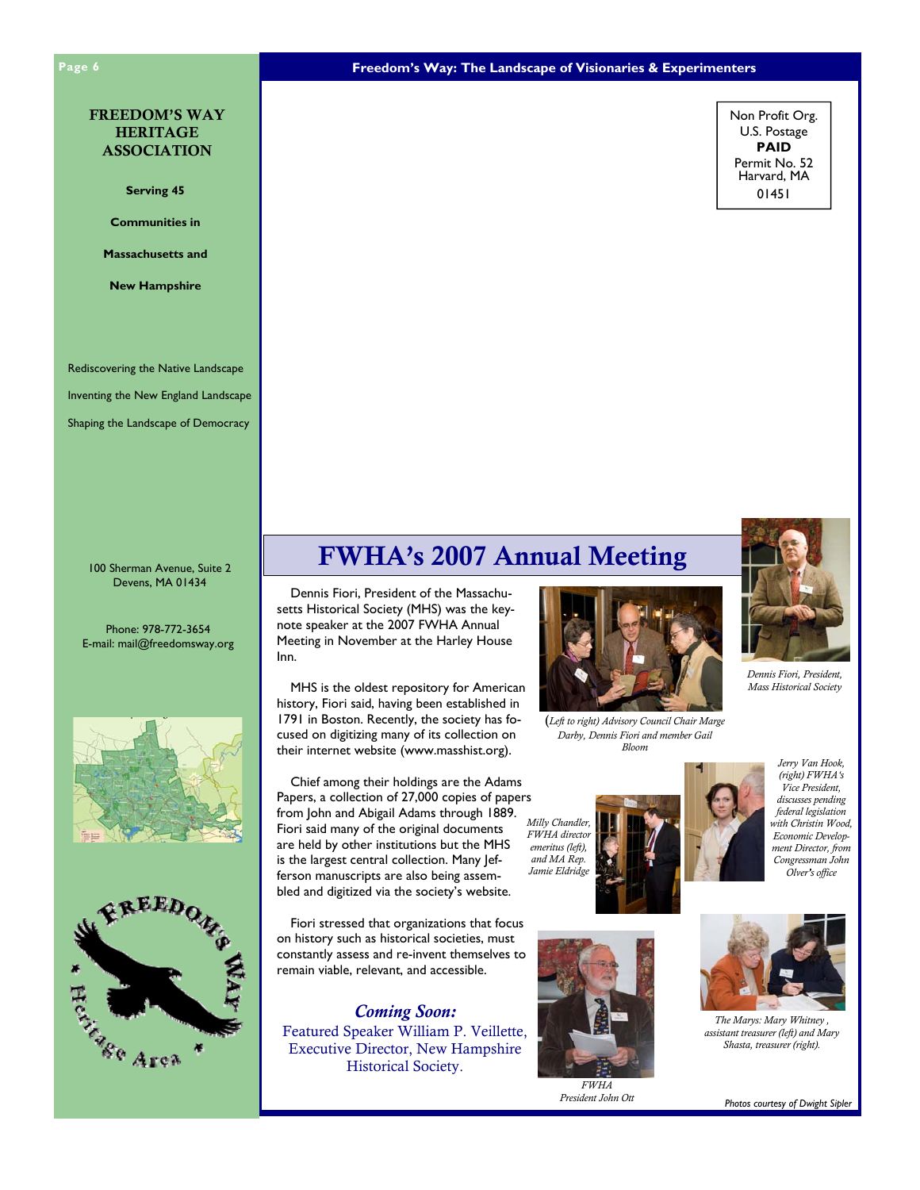**FREEDOM'S WAY HERITAGE ASSOCIATION**

**Serving 45**

**Communities in**

**Massachusetts and**

**New Hampshire**

Rediscovering the Native Landscape

Inventing the New England Landscape

Shaping the Landscape of Democracy

100 Sherman Avenue, Suite 2
Devens, MA 01434

Phone: 978-772-3654
E-mail: mail@freedomsway.org

Non Profit Org.
U.S. Postage
**PAID**
Permit No. 52
Harvard, MA
01451

# FWHA's 2007 Annual Meeting

Dennis Fiori, President of the Massachusetts Historical Society (MHS) was the keynote speaker at the 2007 FWHA Annual Meeting in November at the Harley House Inn.

MHS is the oldest repository for American history, Fiori said, having been established in 1791 in Boston. Recently, the society has focused on digitizing many of its collection on their internet website (www.masshist.org).

Chief among their holdings are the Adams Papers, a collection of 27,000 copies of papers from John and Abigail Adams through 1889. Fiori said many of the original documents are held by other institutions but the MHS is the largest central collection. Many Jefferson manuscripts are also being assembled and digitized via the society's website.

Fiori stressed that organizations that focus on history such as historical societies, must constantly assess and re-invent themselves to remain viable, relevant, and accessible.

***Coming Soon:***
Featured Speaker William P. Veillette, Executive Director, New Hampshire Historical Society.

*(Left to right) Advisory Council Chair Marge Darby, Dennis Fiori and member Gail Bloom*

*Dennis Fiori, President, Mass Historical Society*

*Milly Chandler, FWHA director emeritus (left), and MA Rep. Jamie Eldridge*

*Jerry Van Hook, (right) FWHA's Vice President, discusses pending federal legislation with Christin Wood, Economic Development Director, from Congressman John Olver's office*

*FWHA President John Ott*

*The Marys: Mary Whitney , assistant treasurer (left) and Mary Shasta, treasurer (right).*

*Photos courtesy of Dwight Sipler*